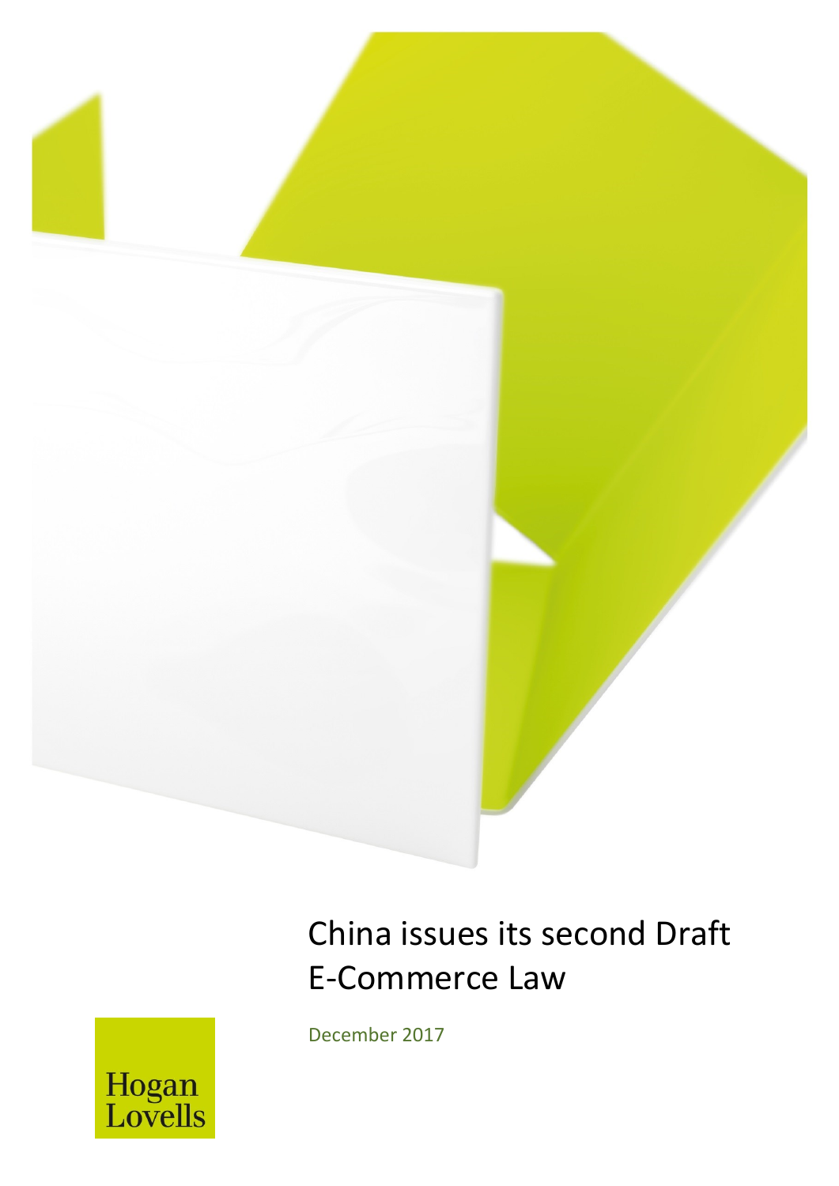# China issues its second Draft E-Commerce Law

December 2017

Hogan Lovells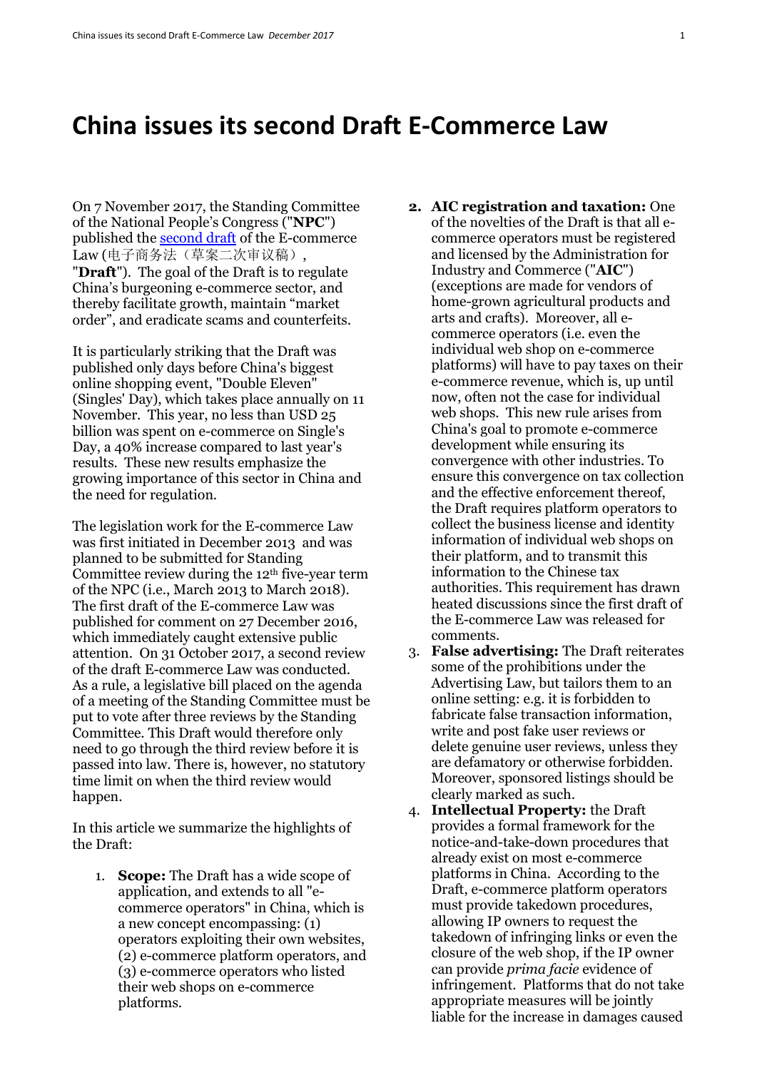# China issues its second Draft E-Commerce Law

On 7 November 2017, the Standing Committee of the National People's Congress ("**NPC**") published the [second draft](#) of the E-commerce Law (电子商务法（草案二次审议稿）, "**Draft**"). The goal of the Draft is to regulate China's burgeoning e-commerce sector, and thereby facilitate growth, maintain "market order", and eradicate scams and counterfeits.

It is particularly striking that the Draft was published only days before China's biggest online shopping event, "Double Eleven" (Singles' Day), which takes place annually on 11 November. This year, no less than USD 25 billion was spent on e-commerce on Single's Day, a 40% increase compared to last year's results. These new results emphasize the growing importance of this sector in China and the need for regulation.

The legislation work for the E-commerce Law was first initiated in December 2013 and was planned to be submitted for Standing Committee review during the 12th five-year term of the NPC (i.e., March 2013 to March 2018). The first draft of the E-commerce Law was published for comment on 27 December 2016, which immediately caught extensive public attention. On 31 October 2017, a second review of the draft E-commerce Law was conducted. As a rule, a legislative bill placed on the agenda of a meeting of the Standing Committee must be put to vote after three reviews by the Standing Committee. This Draft would therefore only need to go through the third review before it is passed into law. There is, however, no statutory time limit on when the third review would happen.

In this article we summarize the highlights of the Draft:

1. **Scope:** The Draft has a wide scope of application, and extends to all "e-commerce operators" in China, which is a new concept encompassing: (1) operators exploiting their own websites, (2) e-commerce platform operators, and (3) e-commerce operators who listed their web shops on e-commerce platforms.
2. **AIC registration and taxation:** One of the novelties of the Draft is that all e-commerce operators must be registered and licensed by the Administration for Industry and Commerce ("**AIC**") (exceptions are made for vendors of home-grown agricultural products and arts and crafts). Moreover, all e-commerce operators (i.e. even the individual web shop on e-commerce platforms) will have to pay taxes on their e-commerce revenue, which is, up until now, often not the case for individual web shops. This new rule arises from China's goal to promote e-commerce development while ensuring its convergence with other industries. To ensure this convergence on tax collection and the effective enforcement thereof, the Draft requires platform operators to collect the business license and identity information of individual web shops on their platform, and to transmit this information to the Chinese tax authorities. This requirement has drawn heated discussions since the first draft of the E-commerce Law was released for comments.
3. **False advertising:** The Draft reiterates some of the prohibitions under the Advertising Law, but tailors them to an online setting: e.g. it is forbidden to fabricate false transaction information, write and post fake user reviews or delete genuine user reviews, unless they are defamatory or otherwise forbidden. Moreover, sponsored listings should be clearly marked as such.
4. **Intellectual Property:** the Draft provides a formal framework for the notice-and-take-down procedures that already exist on most e-commerce platforms in China. According to the Draft, e-commerce platform operators must provide takedown procedures, allowing IP owners to request the takedown of infringing links or even the closure of the web shop, if the IP owner can provide *prima facie* evidence of infringement. Platforms that do not take appropriate measures will be jointly liable for the increase in damages caused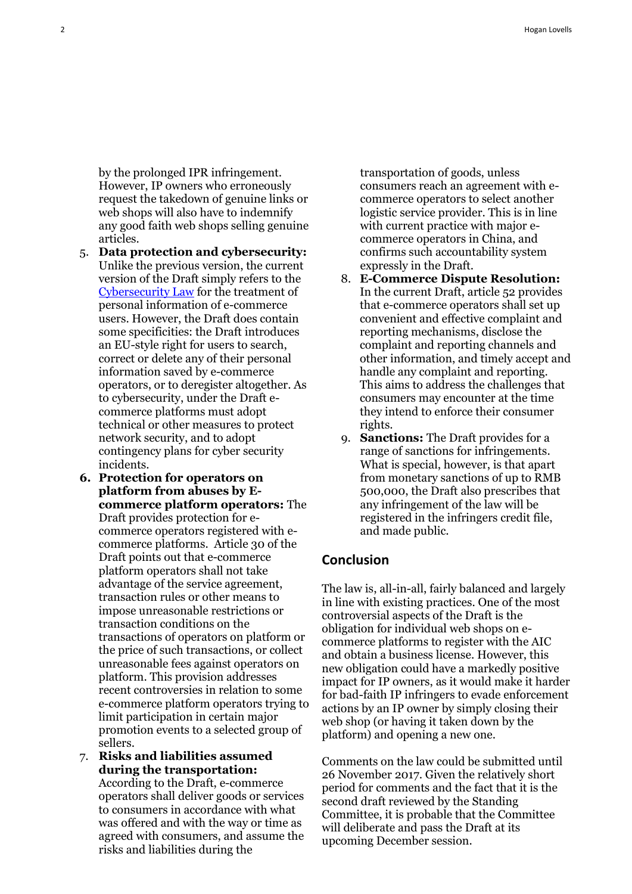by the prolonged IPR infringement. However, IP owners who erroneously request the takedown of genuine links or web shops will also have to indemnify any good faith web shops selling genuine articles.

5. **Data protection and cybersecurity:** Unlike the previous version, the current version of the Draft simply refers to the [Cybersecurity Law](#) for the treatment of personal information of e-commerce users. However, the Draft does contain some specificities: the Draft introduces an EU-style right for users to search, correct or delete any of their personal information saved by e-commerce operators, or to deregister altogether. As to cybersecurity, under the Draft e-commerce platforms must adopt technical or other measures to protect network security, and to adopt contingency plans for cyber security incidents.
6. **Protection for operators on platform from abuses by E-commerce platform operators:** The Draft provides protection for e-commerce operators registered with e-commerce platforms. Article 30 of the Draft points out that e-commerce platform operators shall not take advantage of the service agreement, transaction rules or other means to impose unreasonable restrictions or transaction conditions on the transactions of operators on platform or the price of such transactions, or collect unreasonable fees against operators on platform. This provision addresses recent controversies in relation to some e-commerce platform operators trying to limit participation in certain major promotion events to a selected group of sellers.
7. **Risks and liabilities assumed during the transportation:** According to the Draft, e-commerce operators shall deliver goods or services to consumers in accordance with what was offered and with the way or time as agreed with consumers, and assume the risks and liabilities during the transportation of goods, unless consumers reach an agreement with e-commerce operators to select another logistic service provider. This is in line with current practice with major e-commerce operators in China, and confirms such accountability system expressly in the Draft.
8. **E-Commerce Dispute Resolution:** In the current Draft, article 52 provides that e-commerce operators shall set up convenient and effective complaint and reporting mechanisms, disclose the complaint and reporting channels and other information, and timely accept and handle any complaint and reporting. This aims to address the challenges that consumers may encounter at the time they intend to enforce their consumer rights.
9. **Sanctions:** The Draft provides for a range of sanctions for infringements. What is special, however, is that apart from monetary sanctions of up to RMB 500,000, the Draft also prescribes that any infringement of the law will be registered in the infringers credit file, and made public.

## Conclusion

The law is, all-in-all, fairly balanced and largely in line with existing practices. One of the most controversial aspects of the Draft is the obligation for individual web shops on e-commerce platforms to register with the AIC and obtain a business license. However, this new obligation could have a markedly positive impact for IP owners, as it would make it harder for bad-faith IP infringers to evade enforcement actions by an IP owner by simply closing their web shop (or having it taken down by the platform) and opening a new one.

Comments on the law could be submitted until 26 November 2017. Given the relatively short period for comments and the fact that it is the second draft reviewed by the Standing Committee, it is probable that the Committee will deliberate and pass the Draft at its upcoming December session.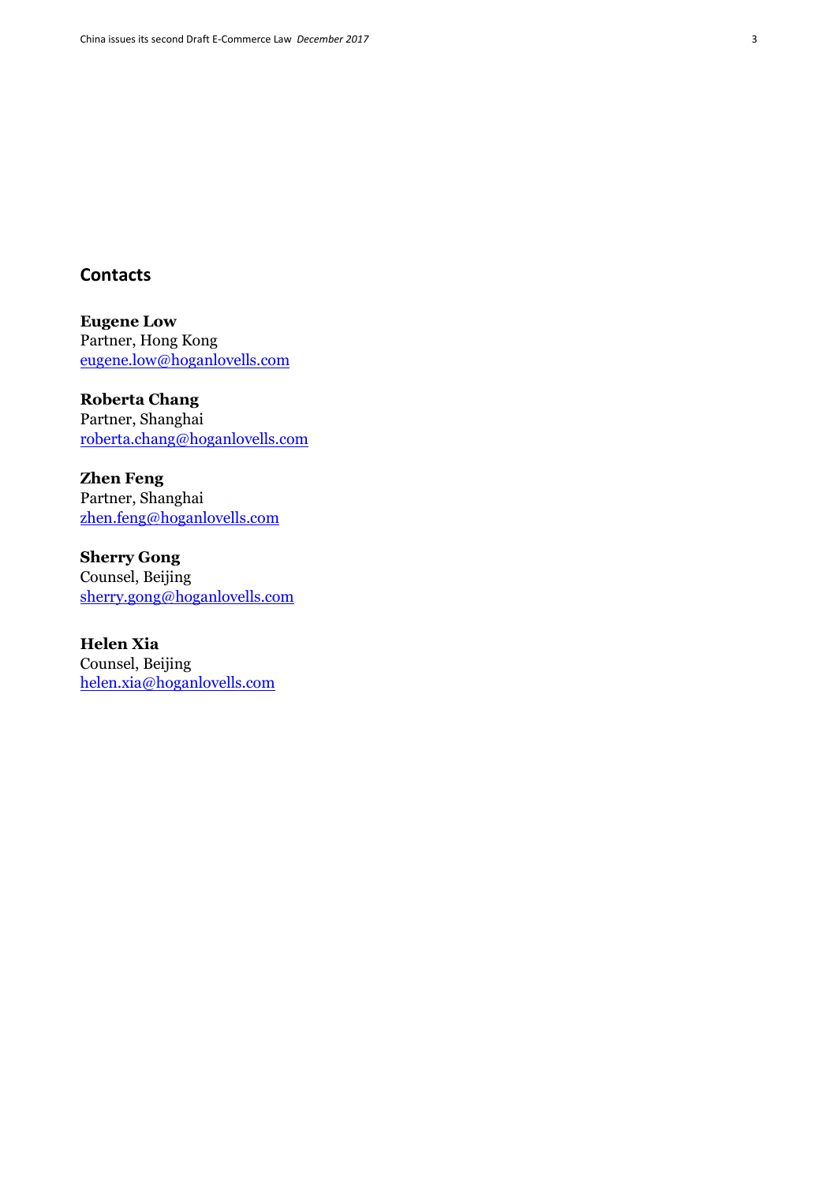## Contacts

**Eugene Low**
Partner, Hong Kong
[eugene.low@hoganlovells.com](mailto:eugene.low@hoganlovells.com)

**Roberta Chang**
Partner, Shanghai
[roberta.chang@hoganlovells.com](mailto:roberta.chang@hoganlovells.com)

**Zhen Feng**
Partner, Shanghai
[zhen.feng@hoganlovells.com](mailto:zhen.feng@hoganlovells.com)

**Sherry Gong**
Counsel, Beijing
[sherry.gong@hoganlovells.com](mailto:sherry.gong@hoganlovells.com)

**Helen Xia**
Counsel, Beijing
[helen.xia@hoganlovells.com](mailto:helen.xia@hoganlovells.com)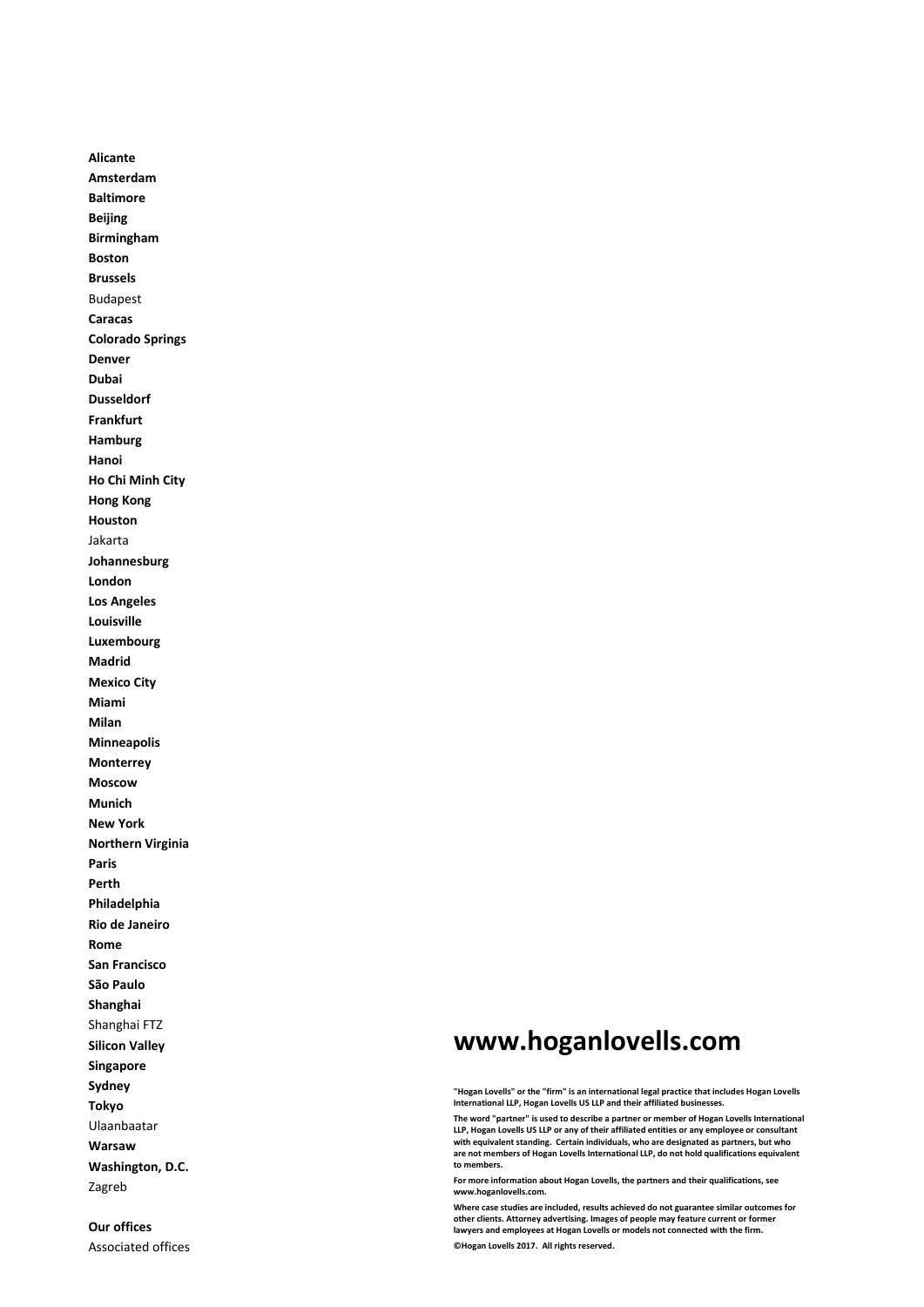**Alicante**
**Amsterdam**
**Baltimore**
**Beijing**
**Birmingham**
**Boston**
**Brussels**
Budapest
**Caracas**
**Colorado Springs**
**Denver**
**Dubai**
**Dusseldorf**
**Frankfurt**
**Hamburg**
**Hanoi**
**Ho Chi Minh City**
**Hong Kong**
**Houston**
Jakarta
**Johannesburg**
**London**
**Los Angeles**
**Louisville**
**Luxembourg**
**Madrid**
**Mexico City**
**Miami**
**Milan**
**Minneapolis**
**Monterrey**
**Moscow**
**Munich**
**New York**
**Northern Virginia**
**Paris**
**Perth**
**Philadelphia**
**Rio de Janeiro**
**Rome**
**San Francisco**
**São Paulo**
**Shanghai**
Shanghai FTZ
**Silicon Valley**
**Singapore**
**Sydney**
**Tokyo**
Ulaanbaatar
**Warsaw**
**Washington, D.C.**
Zagreb

**Our offices**
Associated offices

# www.hoganlovells.com

**"Hogan Lovells" or the "firm" is an international legal practice that includes Hogan Lovells International LLP, Hogan Lovells US LLP and their affiliated businesses.**

**The word "partner" is used to describe a partner or member of Hogan Lovells International LLP, Hogan Lovells US LLP or any of their affiliated entities or any employee or consultant with equivalent standing. Certain individuals, who are designated as partners, but who are not members of Hogan Lovells International LLP, do not hold qualifications equivalent to members.**

**For more information about Hogan Lovells, the partners and their qualifications, see www.hoganlovells.com.**

**Where case studies are included, results achieved do not guarantee similar outcomes for other clients. Attorney advertising. Images of people may feature current or former lawyers and employees at Hogan Lovells or models not connected with the firm.**

**©Hogan Lovells 2017. All rights reserved.**